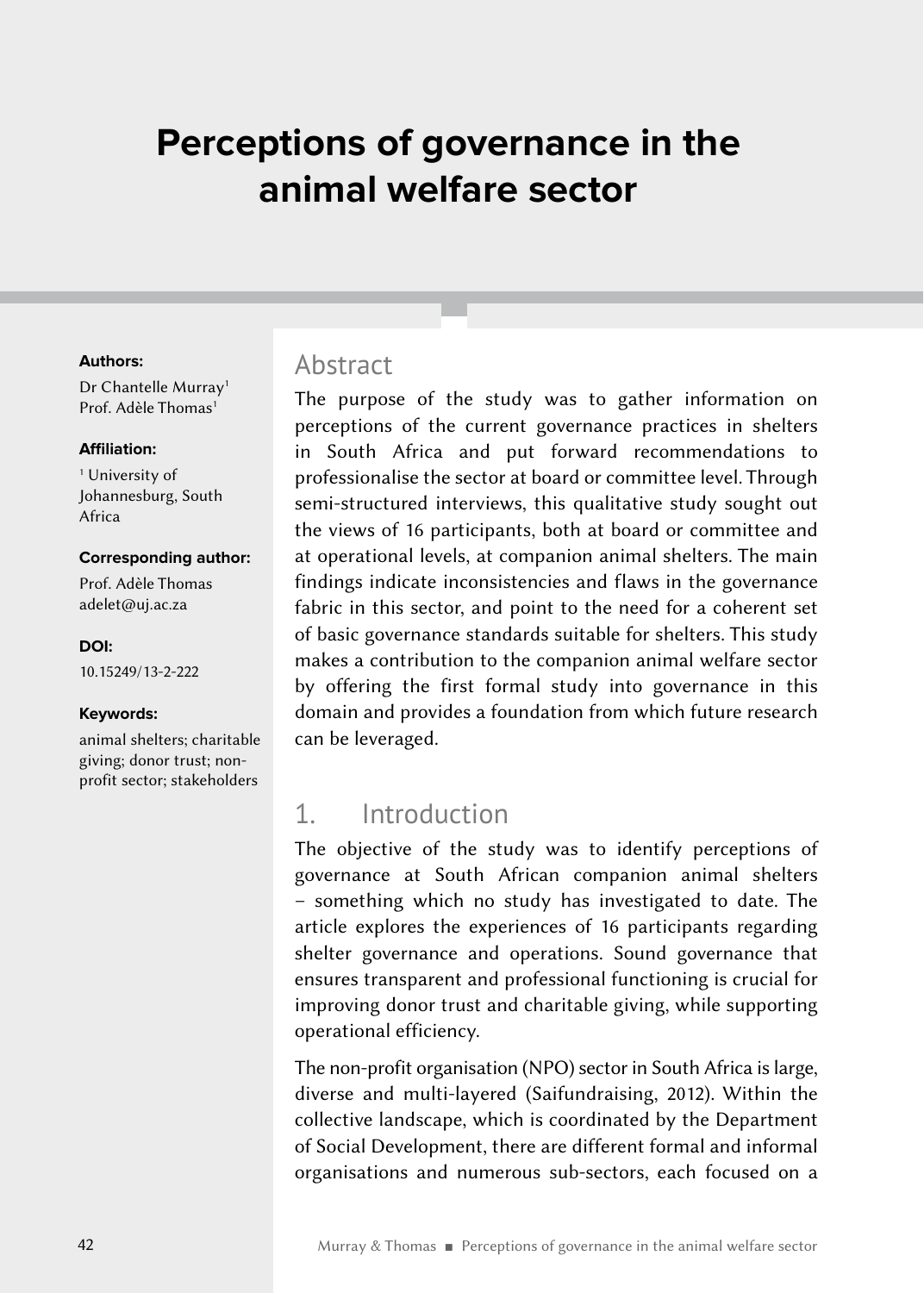# Perceptions of governance in the animal welfare sector

**Authors:**

Dr Chantelle Murray[1]
Prof. Adèle Thomas[1]

**Affiliation:**

[1] University of Johannesburg, South Africa

**Corresponding author:**

Prof. Adèle Thomas
adelet@uj.ac.za

**DOI:**

10.15249/13-2-222

**Keywords:**

animal shelters; charitable giving; donor trust; non-profit sector; stakeholders

## Abstract

The purpose of the study was to gather information on perceptions of the current governance practices in shelters in South Africa and put forward recommendations to professionalise the sector at board or committee level. Through semi-structured interviews, this qualitative study sought out the views of 16 participants, both at board or committee and at operational levels, at companion animal shelters. The main findings indicate inconsistencies and flaws in the governance fabric in this sector, and point to the need for a coherent set of basic governance standards suitable for shelters. This study makes a contribution to the companion animal welfare sector by offering the first formal study into governance in this domain and provides a foundation from which future research can be leveraged.

## 1. Introduction

The objective of the study was to identify perceptions of governance at South African companion animal shelters – something which no study has investigated to date. The article explores the experiences of 16 participants regarding shelter governance and operations. Sound governance that ensures transparent and professional functioning is crucial for improving donor trust and charitable giving, while supporting operational efficiency.

The non-profit organisation (NPO) sector in South Africa is large, diverse and multi-layered (Saifundraising, 2012). Within the collective landscape, which is coordinated by the Department of Social Development, there are different formal and informal organisations and numerous sub-sectors, each focused on a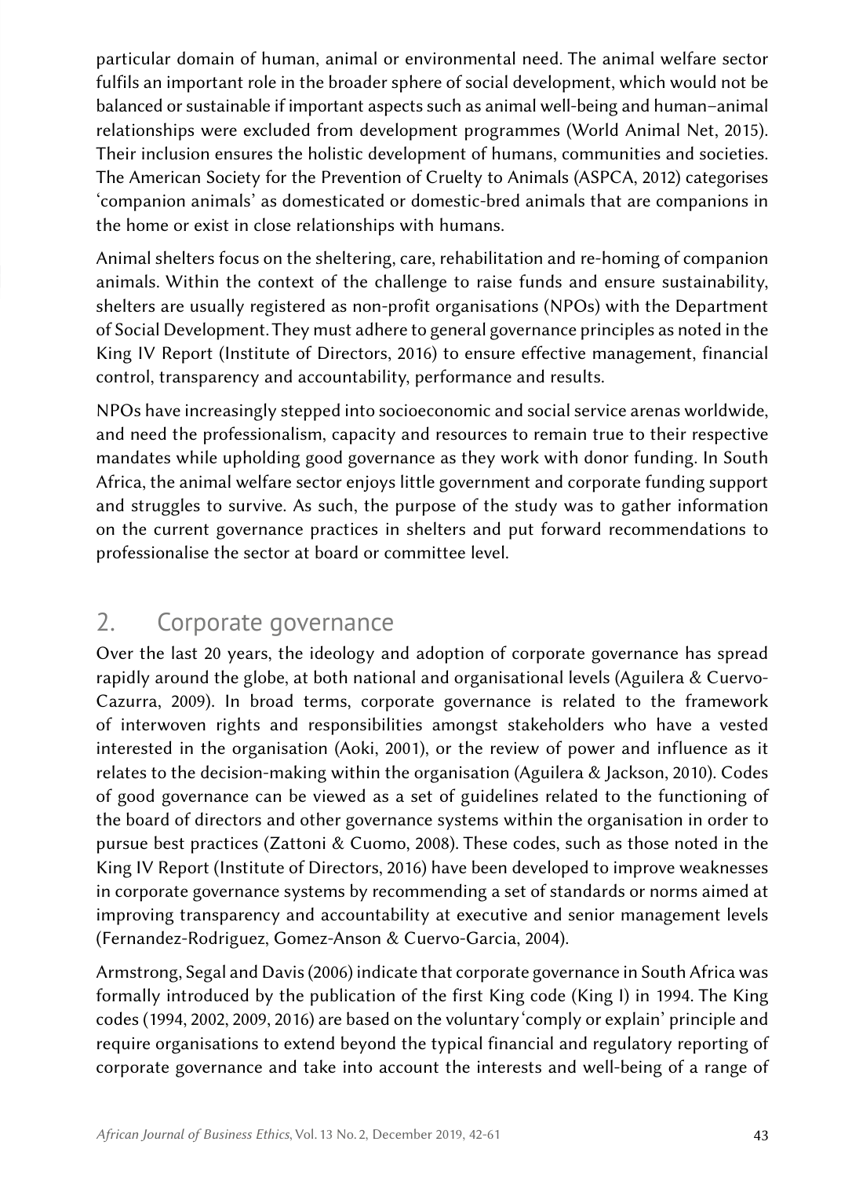particular domain of human, animal or environmental need. The animal welfare sector fulfils an important role in the broader sphere of social development, which would not be balanced or sustainable if important aspects such as animal well-being and human–animal relationships were excluded from development programmes (World Animal Net, 2015). Their inclusion ensures the holistic development of humans, communities and societies. The American Society for the Prevention of Cruelty to Animals (ASPCA, 2012) categorises 'companion animals' as domesticated or domestic-bred animals that are companions in the home or exist in close relationships with humans.

Animal shelters focus on the sheltering, care, rehabilitation and re-homing of companion animals. Within the context of the challenge to raise funds and ensure sustainability, shelters are usually registered as non-profit organisations (NPOs) with the Department of Social Development. They must adhere to general governance principles as noted in the King IV Report (Institute of Directors, 2016) to ensure effective management, financial control, transparency and accountability, performance and results.

NPOs have increasingly stepped into socioeconomic and social service arenas worldwide, and need the professionalism, capacity and resources to remain true to their respective mandates while upholding good governance as they work with donor funding. In South Africa, the animal welfare sector enjoys little government and corporate funding support and struggles to survive. As such, the purpose of the study was to gather information on the current governance practices in shelters and put forward recommendations to professionalise the sector at board or committee level.

## 2. Corporate governance

Over the last 20 years, the ideology and adoption of corporate governance has spread rapidly around the globe, at both national and organisational levels (Aguilera & Cuervo-Cazurra, 2009). In broad terms, corporate governance is related to the framework of interwoven rights and responsibilities amongst stakeholders who have a vested interested in the organisation (Aoki, 2001), or the review of power and influence as it relates to the decision-making within the organisation (Aguilera & Jackson, 2010). Codes of good governance can be viewed as a set of guidelines related to the functioning of the board of directors and other governance systems within the organisation in order to pursue best practices (Zattoni & Cuomo, 2008). These codes, such as those noted in the King IV Report (Institute of Directors, 2016) have been developed to improve weaknesses in corporate governance systems by recommending a set of standards or norms aimed at improving transparency and accountability at executive and senior management levels (Fernandez-Rodriguez, Gomez-Anson & Cuervo-Garcia, 2004).

Armstrong, Segal and Davis (2006) indicate that corporate governance in South Africa was formally introduced by the publication of the first King code (King I) in 1994. The King codes (1994, 2002, 2009, 2016) are based on the voluntary 'comply or explain' principle and require organisations to extend beyond the typical financial and regulatory reporting of corporate governance and take into account the interests and well-being of a range of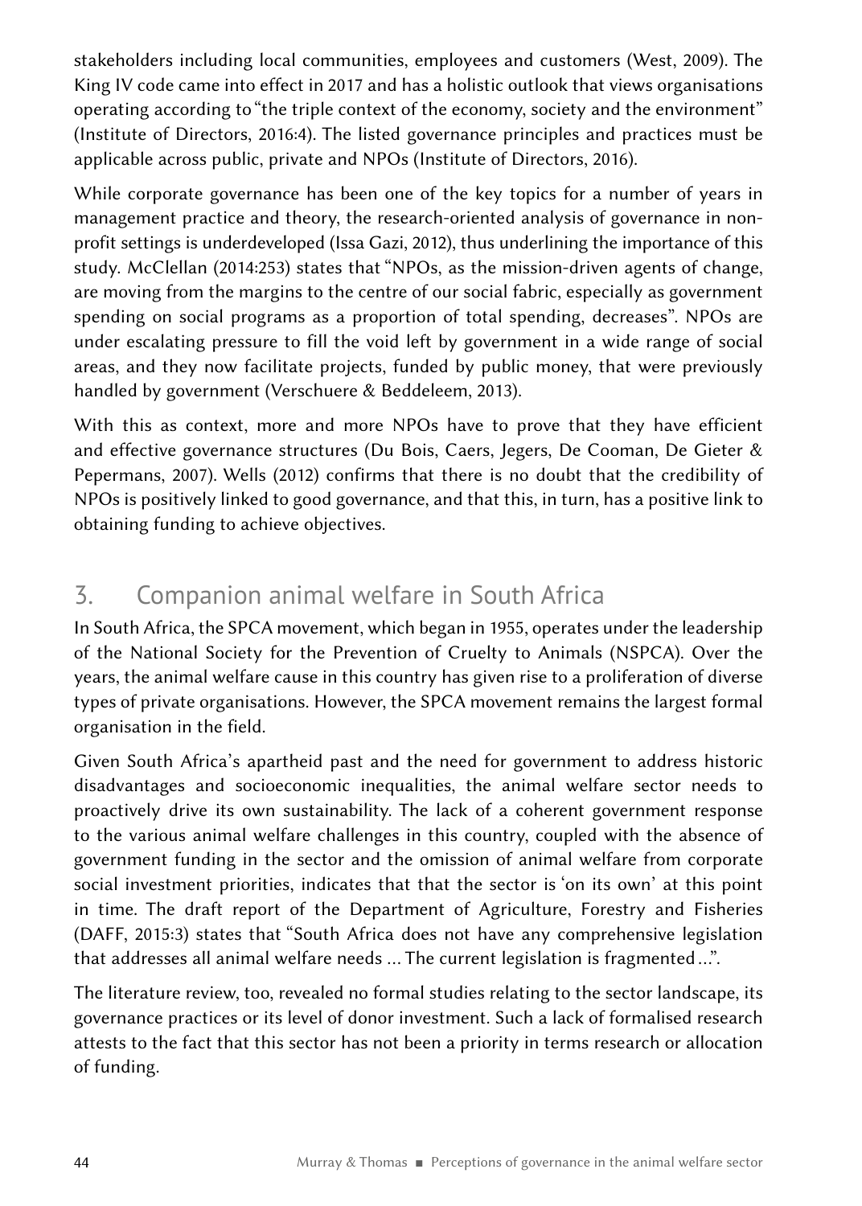stakeholders including local communities, employees and customers (West, 2009). The King IV code came into effect in 2017 and has a holistic outlook that views organisations operating according to "the triple context of the economy, society and the environment" (Institute of Directors, 2016:4). The listed governance principles and practices must be applicable across public, private and NPOs (Institute of Directors, 2016).

While corporate governance has been one of the key topics for a number of years in management practice and theory, the research-oriented analysis of governance in non-profit settings is underdeveloped (Issa Gazi, 2012), thus underlining the importance of this study. McClellan (2014:253) states that "NPOs, as the mission-driven agents of change, are moving from the margins to the centre of our social fabric, especially as government spending on social programs as a proportion of total spending, decreases". NPOs are under escalating pressure to fill the void left by government in a wide range of social areas, and they now facilitate projects, funded by public money, that were previously handled by government (Verschuere & Beddeleem, 2013).

With this as context, more and more NPOs have to prove that they have efficient and effective governance structures (Du Bois, Caers, Jegers, De Cooman, De Gieter & Pepermans, 2007). Wells (2012) confirms that there is no doubt that the credibility of NPOs is positively linked to good governance, and that this, in turn, has a positive link to obtaining funding to achieve objectives.

## 3. Companion animal welfare in South Africa

In South Africa, the SPCA movement, which began in 1955, operates under the leadership of the National Society for the Prevention of Cruelty to Animals (NSPCA). Over the years, the animal welfare cause in this country has given rise to a proliferation of diverse types of private organisations. However, the SPCA movement remains the largest formal organisation in the field.

Given South Africa's apartheid past and the need for government to address historic disadvantages and socioeconomic inequalities, the animal welfare sector needs to proactively drive its own sustainability. The lack of a coherent government response to the various animal welfare challenges in this country, coupled with the absence of government funding in the sector and the omission of animal welfare from corporate social investment priorities, indicates that that the sector is 'on its own' at this point in time. The draft report of the Department of Agriculture, Forestry and Fisheries (DAFF, 2015:3) states that "South Africa does not have any comprehensive legislation that addresses all animal welfare needs ... The current legislation is fragmented ...".

The literature review, too, revealed no formal studies relating to the sector landscape, its governance practices or its level of donor investment. Such a lack of formalised research attests to the fact that this sector has not been a priority in terms research or allocation of funding.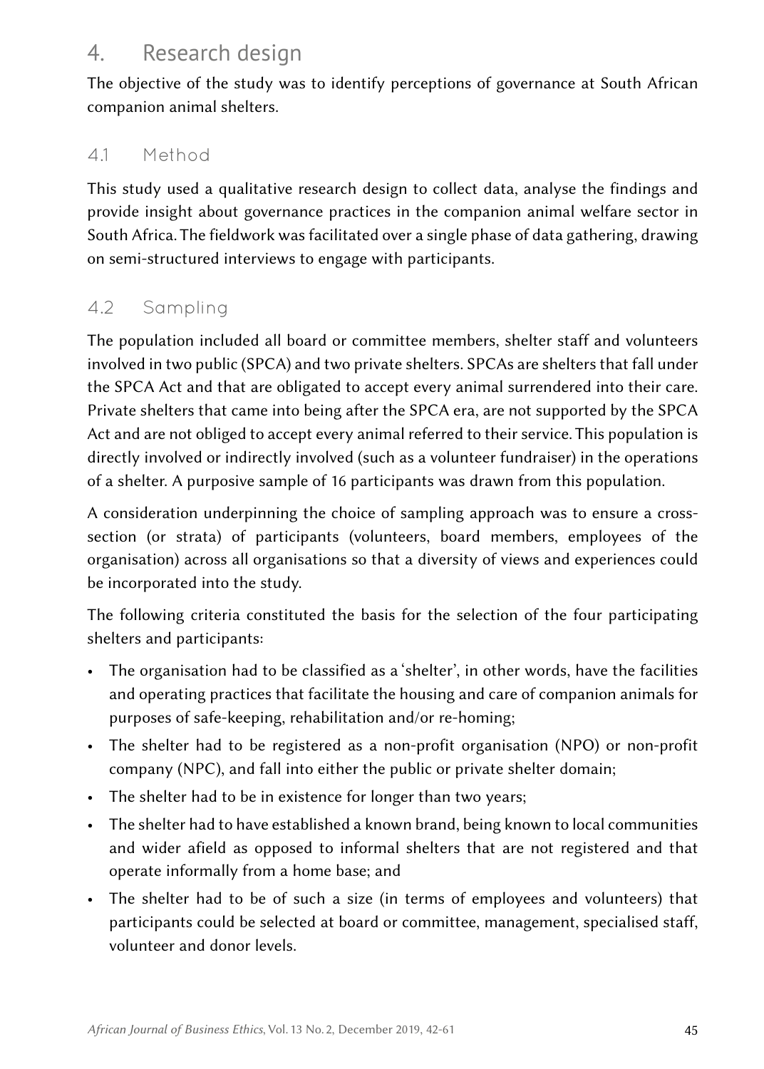# 4. Research design

The objective of the study was to identify perceptions of governance at South African companion animal shelters.

## 4.1 Method

This study used a qualitative research design to collect data, analyse the findings and provide insight about governance practices in the companion animal welfare sector in South Africa. The fieldwork was facilitated over a single phase of data gathering, drawing on semi-structured interviews to engage with participants.

## 4.2 Sampling

The population included all board or committee members, shelter staff and volunteers involved in two public (SPCA) and two private shelters. SPCAs are shelters that fall under the SPCA Act and that are obligated to accept every animal surrendered into their care. Private shelters that came into being after the SPCA era, are not supported by the SPCA Act and are not obliged to accept every animal referred to their service. This population is directly involved or indirectly involved (such as a volunteer fundraiser) in the operations of a shelter. A purposive sample of 16 participants was drawn from this population.

A consideration underpinning the choice of sampling approach was to ensure a cross-section (or strata) of participants (volunteers, board members, employees of the organisation) across all organisations so that a diversity of views and experiences could be incorporated into the study.

The following criteria constituted the basis for the selection of the four participating shelters and participants:

- The organisation had to be classified as a 'shelter', in other words, have the facilities and operating practices that facilitate the housing and care of companion animals for purposes of safe-keeping, rehabilitation and/or re-homing;
- The shelter had to be registered as a non-profit organisation (NPO) or non-profit company (NPC), and fall into either the public or private shelter domain;
- The shelter had to be in existence for longer than two years;
- The shelter had to have established a known brand, being known to local communities and wider afield as opposed to informal shelters that are not registered and that operate informally from a home base; and
- The shelter had to be of such a size (in terms of employees and volunteers) that participants could be selected at board or committee, management, specialised staff, volunteer and donor levels.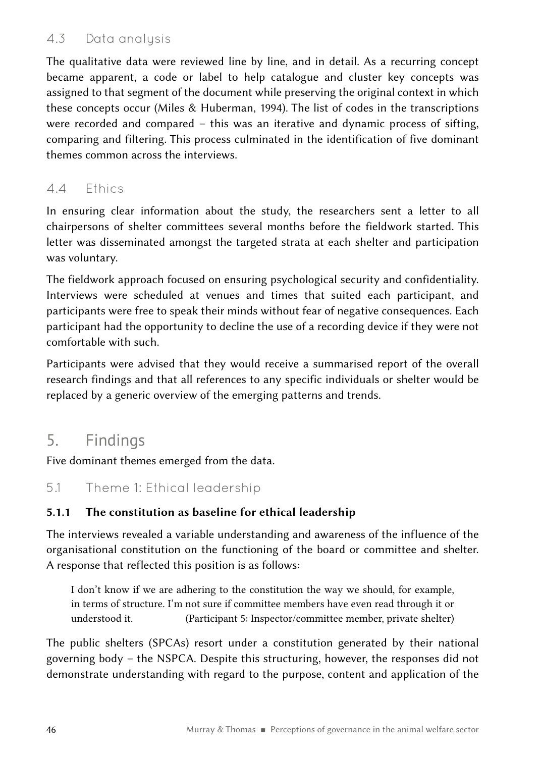### 4.3 Data analysis

The qualitative data were reviewed line by line, and in detail. As a recurring concept became apparent, a code or label to help catalogue and cluster key concepts was assigned to that segment of the document while preserving the original context in which these concepts occur (Miles & Huberman, 1994). The list of codes in the transcriptions were recorded and compared – this was an iterative and dynamic process of sifting, comparing and filtering. This process culminated in the identification of five dominant themes common across the interviews.

### 4.4 Ethics

In ensuring clear information about the study, the researchers sent a letter to all chairpersons of shelter committees several months before the fieldwork started. This letter was disseminated amongst the targeted strata at each shelter and participation was voluntary.

The fieldwork approach focused on ensuring psychological security and confidentiality. Interviews were scheduled at venues and times that suited each participant, and participants were free to speak their minds without fear of negative consequences. Each participant had the opportunity to decline the use of a recording device if they were not comfortable with such.

Participants were advised that they would receive a summarised report of the overall research findings and that all references to any specific individuals or shelter would be replaced by a generic overview of the emerging patterns and trends.

## 5. Findings

Five dominant themes emerged from the data.

### 5.1 Theme 1: Ethical leadership

#### 5.1.1 The constitution as baseline for ethical leadership

The interviews revealed a variable understanding and awareness of the influence of the organisational constitution on the functioning of the board or committee and shelter. A response that reflected this position is as follows:

> I don't know if we are adhering to the constitution the way we should, for example, in terms of structure. I'm not sure if committee members have even read through it or understood it. (Participant 5: Inspector/committee member, private shelter)

The public shelters (SPCAs) resort under a constitution generated by their national governing body – the NSPCA. Despite this structuring, however, the responses did not demonstrate understanding with regard to the purpose, content and application of the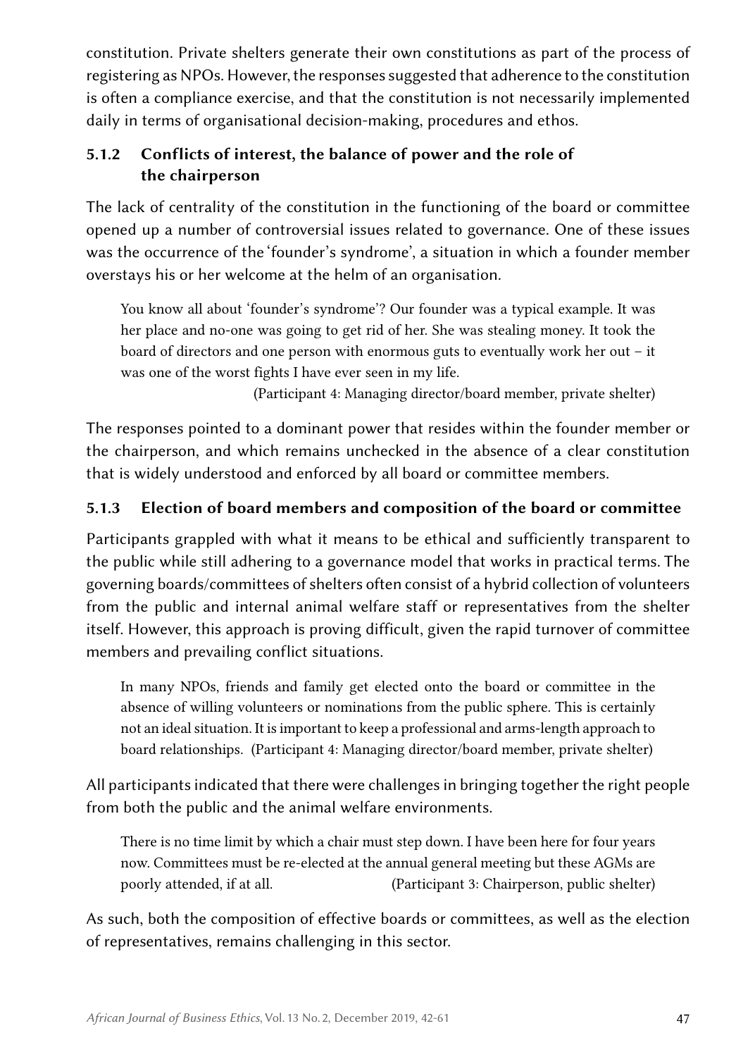constitution. Private shelters generate their own constitutions as part of the process of registering as NPOs. However, the responses suggested that adherence to the constitution is often a compliance exercise, and that the constitution is not necessarily implemented daily in terms of organisational decision-making, procedures and ethos.

### 5.1.2 Conflicts of interest, the balance of power and the role of the chairperson

The lack of centrality of the constitution in the functioning of the board or committee opened up a number of controversial issues related to governance. One of these issues was the occurrence of the 'founder's syndrome', a situation in which a founder member overstays his or her welcome at the helm of an organisation.

> You know all about 'founder's syndrome'? Our founder was a typical example. It was her place and no-one was going to get rid of her. She was stealing money. It took the board of directors and one person with enormous guts to eventually work her out – it was one of the worst fights I have ever seen in my life.
>
> (Participant 4: Managing director/board member, private shelter)

The responses pointed to a dominant power that resides within the founder member or the chairperson, and which remains unchecked in the absence of a clear constitution that is widely understood and enforced by all board or committee members.

### 5.1.3 Election of board members and composition of the board or committee

Participants grappled with what it means to be ethical and sufficiently transparent to the public while still adhering to a governance model that works in practical terms. The governing boards/committees of shelters often consist of a hybrid collection of volunteers from the public and internal animal welfare staff or representatives from the shelter itself. However, this approach is proving difficult, given the rapid turnover of committee members and prevailing conflict situations.

> In many NPOs, friends and family get elected onto the board or committee in the absence of willing volunteers or nominations from the public sphere. This is certainly not an ideal situation. It is important to keep a professional and arms-length approach to board relationships. (Participant 4: Managing director/board member, private shelter)

All participants indicated that there were challenges in bringing together the right people from both the public and the animal welfare environments.

> There is no time limit by which a chair must step down. I have been here for four years now. Committees must be re-elected at the annual general meeting but these AGMs are poorly attended, if at all. (Participant 3: Chairperson, public shelter)

As such, both the composition of effective boards or committees, as well as the election of representatives, remains challenging in this sector.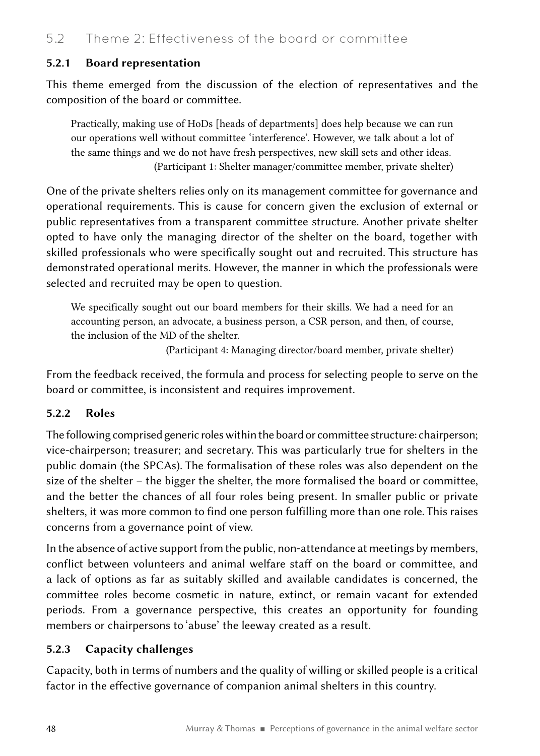## 5.2 Theme 2: Effectiveness of the board or committee

### 5.2.1 Board representation

This theme emerged from the discussion of the election of representatives and the composition of the board or committee.

> Practically, making use of HoDs [heads of departments] does help because we can run our operations well without committee 'interference'. However, we talk about a lot of the same things and we do not have fresh perspectives, new skill sets and other ideas.
> (Participant 1: Shelter manager/committee member, private shelter)

One of the private shelters relies only on its management committee for governance and operational requirements. This is cause for concern given the exclusion of external or public representatives from a transparent committee structure. Another private shelter opted to have only the managing director of the shelter on the board, together with skilled professionals who were specifically sought out and recruited. This structure has demonstrated operational merits. However, the manner in which the professionals were selected and recruited may be open to question.

> We specifically sought out our board members for their skills. We had a need for an accounting person, an advocate, a business person, a CSR person, and then, of course, the inclusion of the MD of the shelter.
> (Participant 4: Managing director/board member, private shelter)

From the feedback received, the formula and process for selecting people to serve on the board or committee, is inconsistent and requires improvement.

### 5.2.2 Roles

The following comprised generic roles within the board or committee structure: chairperson; vice-chairperson; treasurer; and secretary. This was particularly true for shelters in the public domain (the SPCAs). The formalisation of these roles was also dependent on the size of the shelter – the bigger the shelter, the more formalised the board or committee, and the better the chances of all four roles being present. In smaller public or private shelters, it was more common to find one person fulfilling more than one role. This raises concerns from a governance point of view.

In the absence of active support from the public, non-attendance at meetings by members, conflict between volunteers and animal welfare staff on the board or committee, and a lack of options as far as suitably skilled and available candidates is concerned, the committee roles become cosmetic in nature, extinct, or remain vacant for extended periods. From a governance perspective, this creates an opportunity for founding members or chairpersons to 'abuse' the leeway created as a result.

### 5.2.3 Capacity challenges

Capacity, both in terms of numbers and the quality of willing or skilled people is a critical factor in the effective governance of companion animal shelters in this country.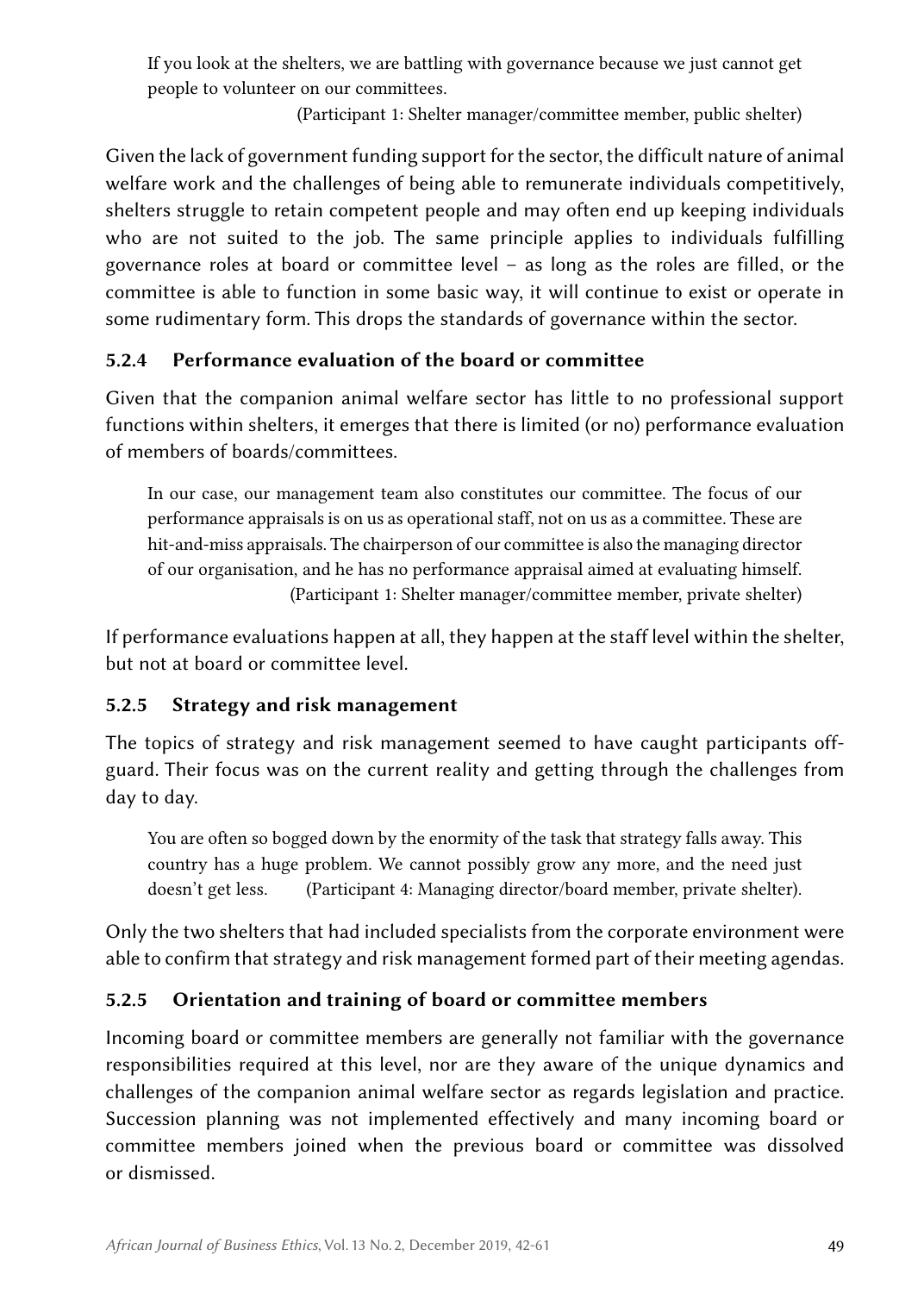> If you look at the shelters, we are battling with governance because we just cannot get people to volunteer on our committees.
> (Participant 1: Shelter manager/committee member, public shelter)

Given the lack of government funding support for the sector, the difficult nature of animal welfare work and the challenges of being able to remunerate individuals competitively, shelters struggle to retain competent people and may often end up keeping individuals who are not suited to the job. The same principle applies to individuals fulfilling governance roles at board or committee level – as long as the roles are filled, or the committee is able to function in some basic way, it will continue to exist or operate in some rudimentary form. This drops the standards of governance within the sector.

### 5.2.4 Performance evaluation of the board or committee

Given that the companion animal welfare sector has little to no professional support functions within shelters, it emerges that there is limited (or no) performance evaluation of members of boards/committees.

> In our case, our management team also constitutes our committee. The focus of our performance appraisals is on us as operational staff, not on us as a committee. These are hit-and-miss appraisals. The chairperson of our committee is also the managing director of our organisation, and he has no performance appraisal aimed at evaluating himself.
> (Participant 1: Shelter manager/committee member, private shelter)

If performance evaluations happen at all, they happen at the staff level within the shelter, but not at board or committee level.

### 5.2.5 Strategy and risk management

The topics of strategy and risk management seemed to have caught participants off-guard. Their focus was on the current reality and getting through the challenges from day to day.

> You are often so bogged down by the enormity of the task that strategy falls away. This country has a huge problem. We cannot possibly grow any more, and the need just doesn't get less. (Participant 4: Managing director/board member, private shelter).

Only the two shelters that had included specialists from the corporate environment were able to confirm that strategy and risk management formed part of their meeting agendas.

### 5.2.5 Orientation and training of board or committee members

Incoming board or committee members are generally not familiar with the governance responsibilities required at this level, nor are they aware of the unique dynamics and challenges of the companion animal welfare sector as regards legislation and practice. Succession planning was not implemented effectively and many incoming board or committee members joined when the previous board or committee was dissolved or dismissed.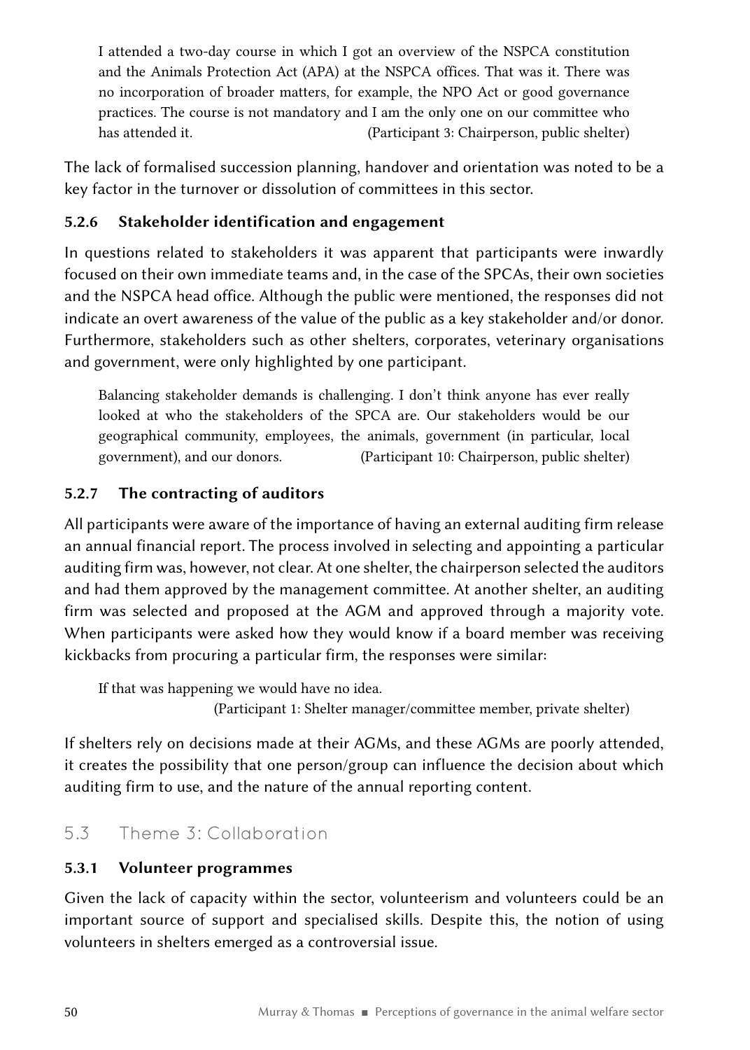> I attended a two-day course in which I got an overview of the NSPCA constitution and the Animals Protection Act (APA) at the NSPCA offices. That was it. There was no incorporation of broader matters, for example, the NPO Act or good governance practices. The course is not mandatory and I am the only one on our committee who has attended it. (Participant 3: Chairperson, public shelter)

The lack of formalised succession planning, handover and orientation was noted to be a key factor in the turnover or dissolution of committees in this sector.

### 5.2.6 Stakeholder identification and engagement

In questions related to stakeholders it was apparent that participants were inwardly focused on their own immediate teams and, in the case of the SPCAs, their own societies and the NSPCA head office. Although the public were mentioned, the responses did not indicate an overt awareness of the value of the public as a key stakeholder and/or donor. Furthermore, stakeholders such as other shelters, corporates, veterinary organisations and government, were only highlighted by one participant.

> Balancing stakeholder demands is challenging. I don't think anyone has ever really looked at who the stakeholders of the SPCA are. Our stakeholders would be our geographical community, employees, the animals, government (in particular, local government), and our donors. (Participant 10: Chairperson, public shelter)

### 5.2.7 The contracting of auditors

All participants were aware of the importance of having an external auditing firm release an annual financial report. The process involved in selecting and appointing a particular auditing firm was, however, not clear. At one shelter, the chairperson selected the auditors and had them approved by the management committee. At another shelter, an auditing firm was selected and proposed at the AGM and approved through a majority vote. When participants were asked how they would know if a board member was receiving kickbacks from procuring a particular firm, the responses were similar:

> If that was happening we would have no idea.
> (Participant 1: Shelter manager/committee member, private shelter)

If shelters rely on decisions made at their AGMs, and these AGMs are poorly attended, it creates the possibility that one person/group can influence the decision about which auditing firm to use, and the nature of the annual reporting content.

## 5.3 Theme 3: Collaboration

### 5.3.1 Volunteer programmes

Given the lack of capacity within the sector, volunteerism and volunteers could be an important source of support and specialised skills. Despite this, the notion of using volunteers in shelters emerged as a controversial issue.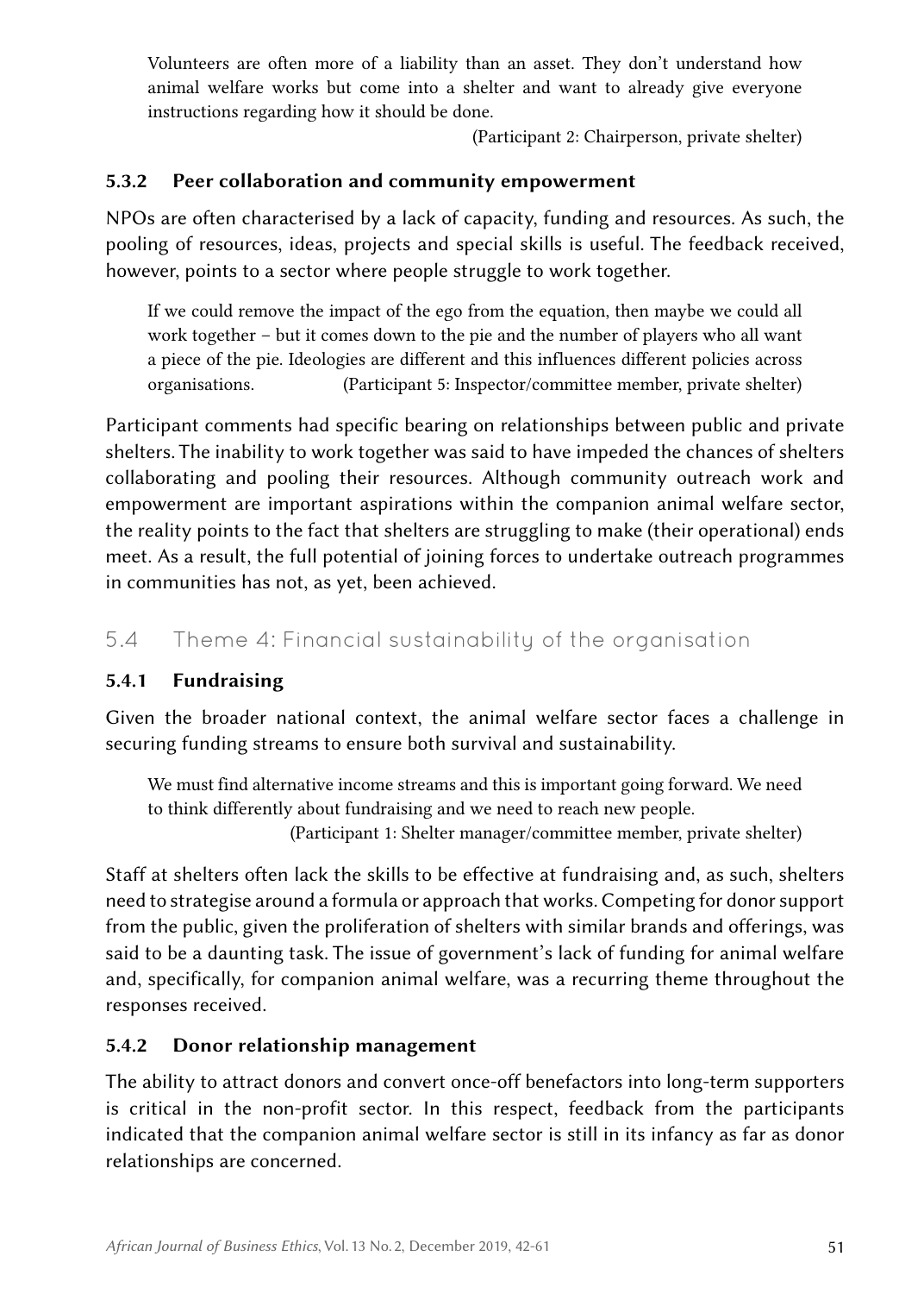> Volunteers are often more of a liability than an asset. They don't understand how animal welfare works but come into a shelter and want to already give everyone instructions regarding how it should be done.
>
> (Participant 2: Chairperson, private shelter)

### 5.3.2 Peer collaboration and community empowerment

NPOs are often characterised by a lack of capacity, funding and resources. As such, the pooling of resources, ideas, projects and special skills is useful. The feedback received, however, points to a sector where people struggle to work together.

> If we could remove the impact of the ego from the equation, then maybe we could all work together – but it comes down to the pie and the number of players who all want a piece of the pie. Ideologies are different and this influences different policies across organisations. (Participant 5: Inspector/committee member, private shelter)

Participant comments had specific bearing on relationships between public and private shelters. The inability to work together was said to have impeded the chances of shelters collaborating and pooling their resources. Although community outreach work and empowerment are important aspirations within the companion animal welfare sector, the reality points to the fact that shelters are struggling to make (their operational) ends meet. As a result, the full potential of joining forces to undertake outreach programmes in communities has not, as yet, been achieved.

## 5.4 Theme 4: Financial sustainability of the organisation

### 5.4.1 Fundraising

Given the broader national context, the animal welfare sector faces a challenge in securing funding streams to ensure both survival and sustainability.

> We must find alternative income streams and this is important going forward. We need to think differently about fundraising and we need to reach new people.
>
> (Participant 1: Shelter manager/committee member, private shelter)

Staff at shelters often lack the skills to be effective at fundraising and, as such, shelters need to strategise around a formula or approach that works. Competing for donor support from the public, given the proliferation of shelters with similar brands and offerings, was said to be a daunting task. The issue of government's lack of funding for animal welfare and, specifically, for companion animal welfare, was a recurring theme throughout the responses received.

### 5.4.2 Donor relationship management

The ability to attract donors and convert once-off benefactors into long-term supporters is critical in the non-profit sector. In this respect, feedback from the participants indicated that the companion animal welfare sector is still in its infancy as far as donor relationships are concerned.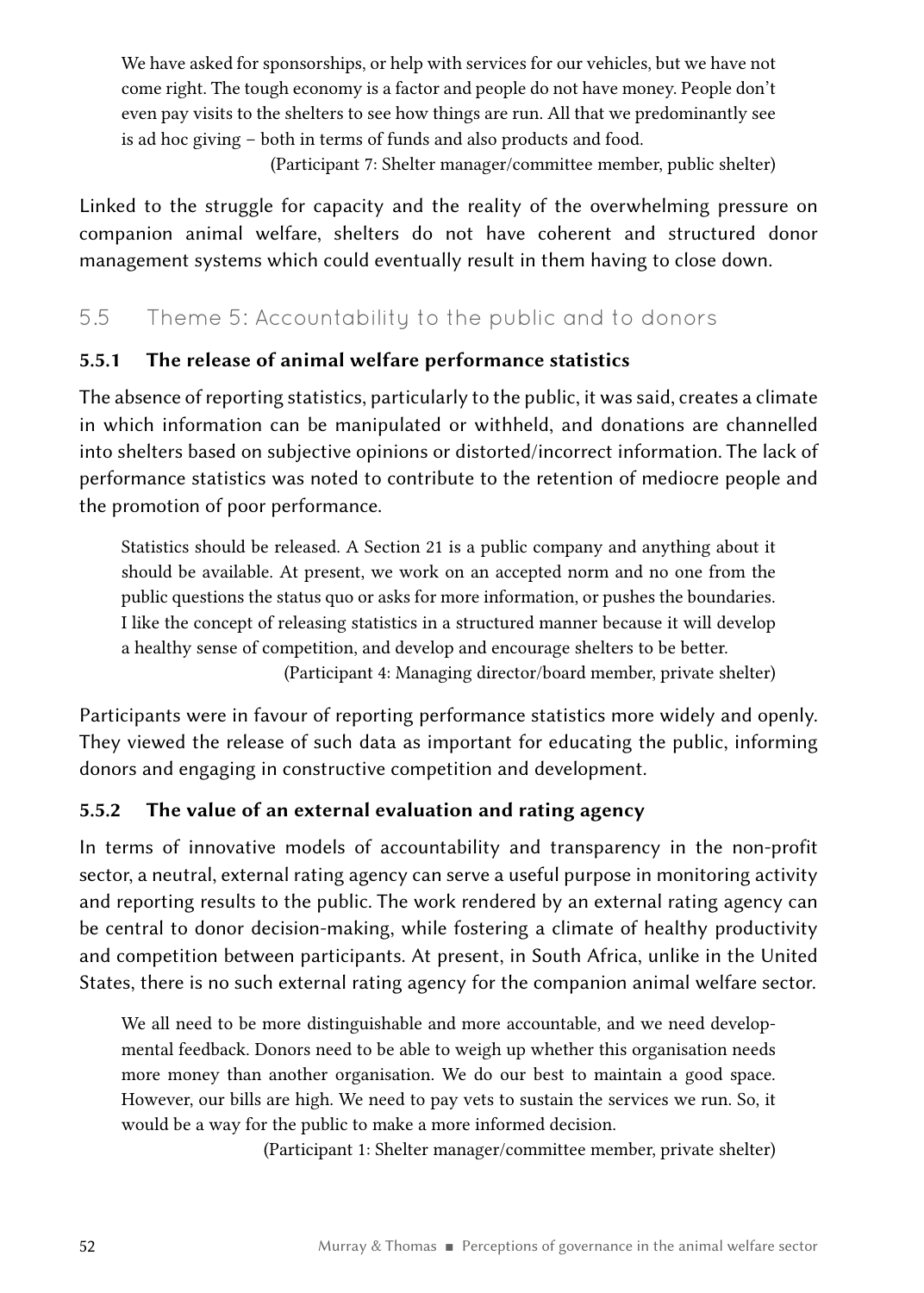> We have asked for sponsorships, or help with services for our vehicles, but we have not come right. The tough economy is a factor and people do not have money. People don't even pay visits to the shelters to see how things are run. All that we predominantly see is ad hoc giving – both in terms of funds and also products and food.
>
> (Participant 7: Shelter manager/committee member, public shelter)

Linked to the struggle for capacity and the reality of the overwhelming pressure on companion animal welfare, shelters do not have coherent and structured donor management systems which could eventually result in them having to close down.

## 5.5 Theme 5: Accountability to the public and to donors

### 5.5.1 The release of animal welfare performance statistics

The absence of reporting statistics, particularly to the public, it was said, creates a climate in which information can be manipulated or withheld, and donations are channelled into shelters based on subjective opinions or distorted/incorrect information. The lack of performance statistics was noted to contribute to the retention of mediocre people and the promotion of poor performance.

> Statistics should be released. A Section 21 is a public company and anything about it should be available. At present, we work on an accepted norm and no one from the public questions the status quo or asks for more information, or pushes the boundaries. I like the concept of releasing statistics in a structured manner because it will develop a healthy sense of competition, and develop and encourage shelters to be better.
>
> (Participant 4: Managing director/board member, private shelter)

Participants were in favour of reporting performance statistics more widely and openly. They viewed the release of such data as important for educating the public, informing donors and engaging in constructive competition and development.

### 5.5.2 The value of an external evaluation and rating agency

In terms of innovative models of accountability and transparency in the non-profit sector, a neutral, external rating agency can serve a useful purpose in monitoring activity and reporting results to the public. The work rendered by an external rating agency can be central to donor decision-making, while fostering a climate of healthy productivity and competition between participants. At present, in South Africa, unlike in the United States, there is no such external rating agency for the companion animal welfare sector.

> We all need to be more distinguishable and more accountable, and we need developmental feedback. Donors need to be able to weigh up whether this organisation needs more money than another organisation. We do our best to maintain a good space. However, our bills are high. We need to pay vets to sustain the services we run. So, it would be a way for the public to make a more informed decision.
>
> (Participant 1: Shelter manager/committee member, private shelter)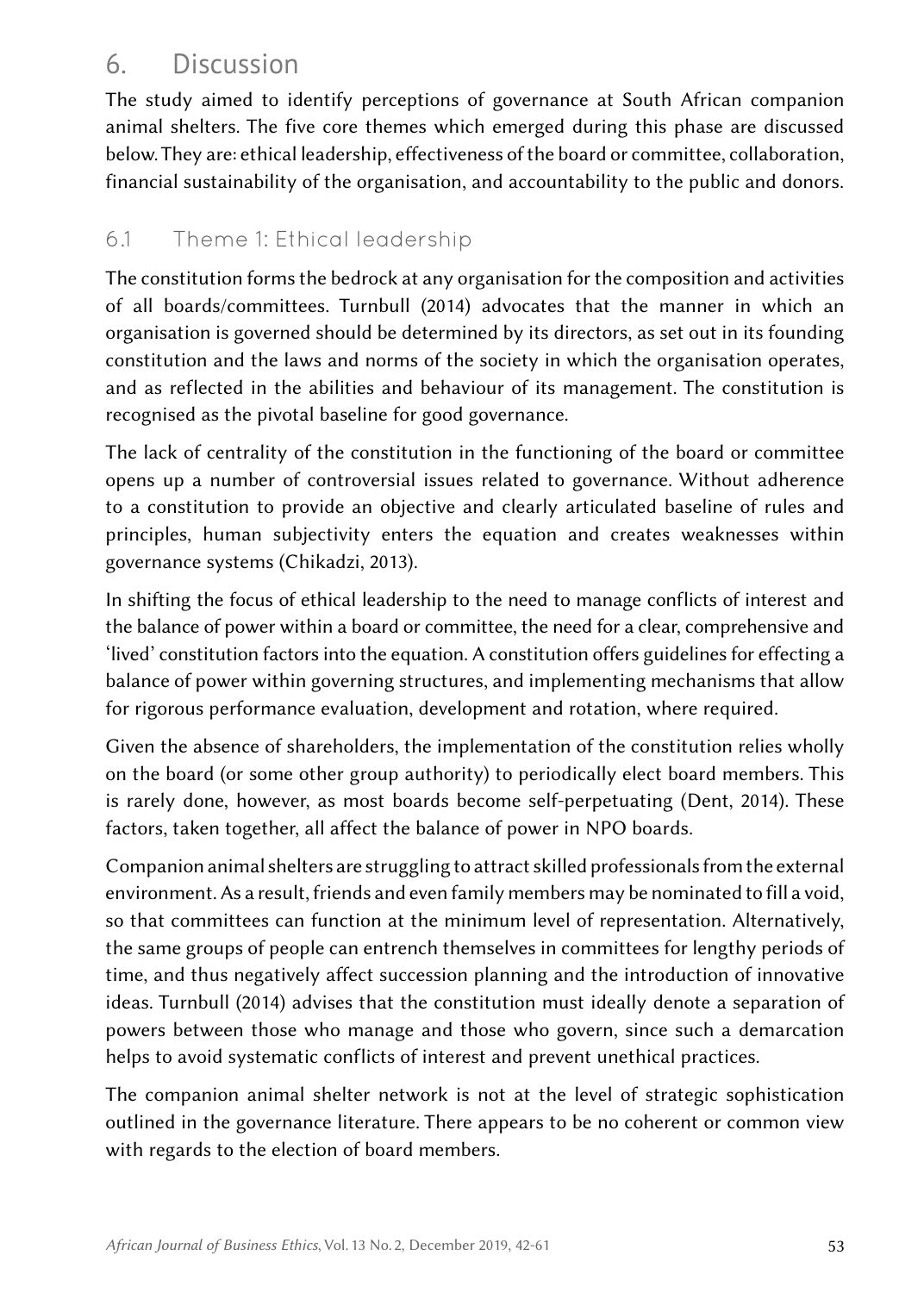# 6. Discussion

The study aimed to identify perceptions of governance at South African companion animal shelters. The five core themes which emerged during this phase are discussed below. They are: ethical leadership, effectiveness of the board or committee, collaboration, financial sustainability of the organisation, and accountability to the public and donors.

## 6.1 Theme 1: Ethical leadership

The constitution forms the bedrock at any organisation for the composition and activities of all boards/committees. Turnbull (2014) advocates that the manner in which an organisation is governed should be determined by its directors, as set out in its founding constitution and the laws and norms of the society in which the organisation operates, and as reflected in the abilities and behaviour of its management. The constitution is recognised as the pivotal baseline for good governance.

The lack of centrality of the constitution in the functioning of the board or committee opens up a number of controversial issues related to governance. Without adherence to a constitution to provide an objective and clearly articulated baseline of rules and principles, human subjectivity enters the equation and creates weaknesses within governance systems (Chikadzi, 2013).

In shifting the focus of ethical leadership to the need to manage conflicts of interest and the balance of power within a board or committee, the need for a clear, comprehensive and 'lived' constitution factors into the equation. A constitution offers guidelines for effecting a balance of power within governing structures, and implementing mechanisms that allow for rigorous performance evaluation, development and rotation, where required.

Given the absence of shareholders, the implementation of the constitution relies wholly on the board (or some other group authority) to periodically elect board members. This is rarely done, however, as most boards become self-perpetuating (Dent, 2014). These factors, taken together, all affect the balance of power in NPO boards.

Companion animal shelters are struggling to attract skilled professionals from the external environment. As a result, friends and even family members may be nominated to fill a void, so that committees can function at the minimum level of representation. Alternatively, the same groups of people can entrench themselves in committees for lengthy periods of time, and thus negatively affect succession planning and the introduction of innovative ideas. Turnbull (2014) advises that the constitution must ideally denote a separation of powers between those who manage and those who govern, since such a demarcation helps to avoid systematic conflicts of interest and prevent unethical practices.

The companion animal shelter network is not at the level of strategic sophistication outlined in the governance literature. There appears to be no coherent or common view with regards to the election of board members.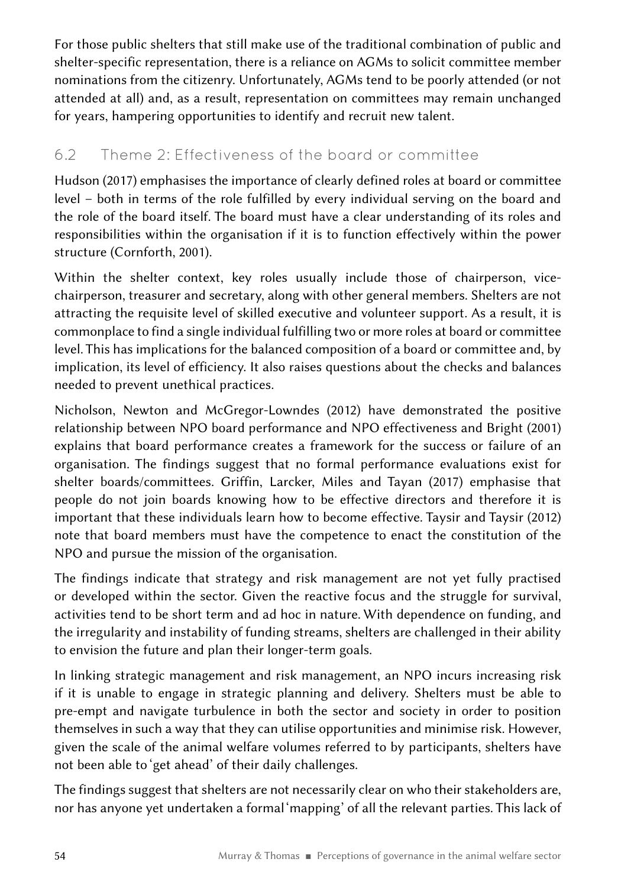For those public shelters that still make use of the traditional combination of public and shelter-specific representation, there is a reliance on AGMs to solicit committee member nominations from the citizenry. Unfortunately, AGMs tend to be poorly attended (or not attended at all) and, as a result, representation on committees may remain unchanged for years, hampering opportunities to identify and recruit new talent.

## 6.2 Theme 2: Effectiveness of the board or committee

Hudson (2017) emphasises the importance of clearly defined roles at board or committee level – both in terms of the role fulfilled by every individual serving on the board and the role of the board itself. The board must have a clear understanding of its roles and responsibilities within the organisation if it is to function effectively within the power structure (Cornforth, 2001).

Within the shelter context, key roles usually include those of chairperson, vice-chairperson, treasurer and secretary, along with other general members. Shelters are not attracting the requisite level of skilled executive and volunteer support. As a result, it is commonplace to find a single individual fulfilling two or more roles at board or committee level. This has implications for the balanced composition of a board or committee and, by implication, its level of efficiency. It also raises questions about the checks and balances needed to prevent unethical practices.

Nicholson, Newton and McGregor-Lowndes (2012) have demonstrated the positive relationship between NPO board performance and NPO effectiveness and Bright (2001) explains that board performance creates a framework for the success or failure of an organisation. The findings suggest that no formal performance evaluations exist for shelter boards/committees. Griffin, Larcker, Miles and Tayan (2017) emphasise that people do not join boards knowing how to be effective directors and therefore it is important that these individuals learn how to become effective. Taysir and Taysir (2012) note that board members must have the competence to enact the constitution of the NPO and pursue the mission of the organisation.

The findings indicate that strategy and risk management are not yet fully practised or developed within the sector. Given the reactive focus and the struggle for survival, activities tend to be short term and ad hoc in nature. With dependence on funding, and the irregularity and instability of funding streams, shelters are challenged in their ability to envision the future and plan their longer-term goals.

In linking strategic management and risk management, an NPO incurs increasing risk if it is unable to engage in strategic planning and delivery. Shelters must be able to pre-empt and navigate turbulence in both the sector and society in order to position themselves in such a way that they can utilise opportunities and minimise risk. However, given the scale of the animal welfare volumes referred to by participants, shelters have not been able to 'get ahead' of their daily challenges.

The findings suggest that shelters are not necessarily clear on who their stakeholders are, nor has anyone yet undertaken a formal 'mapping' of all the relevant parties. This lack of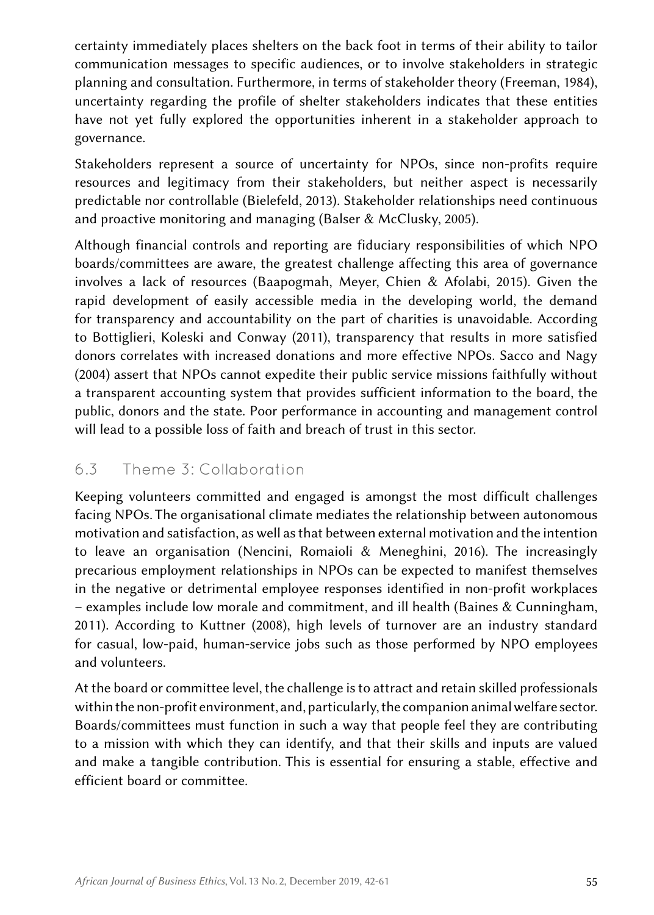certainty immediately places shelters on the back foot in terms of their ability to tailor communication messages to specific audiences, or to involve stakeholders in strategic planning and consultation. Furthermore, in terms of stakeholder theory (Freeman, 1984), uncertainty regarding the profile of shelter stakeholders indicates that these entities have not yet fully explored the opportunities inherent in a stakeholder approach to governance.

Stakeholders represent a source of uncertainty for NPOs, since non-profits require resources and legitimacy from their stakeholders, but neither aspect is necessarily predictable nor controllable (Bielefeld, 2013). Stakeholder relationships need continuous and proactive monitoring and managing (Balser & McClusky, 2005).

Although financial controls and reporting are fiduciary responsibilities of which NPO boards/committees are aware, the greatest challenge affecting this area of governance involves a lack of resources (Baapogmah, Meyer, Chien & Afolabi, 2015). Given the rapid development of easily accessible media in the developing world, the demand for transparency and accountability on the part of charities is unavoidable. According to Bottiglieri, Koleski and Conway (2011), transparency that results in more satisfied donors correlates with increased donations and more effective NPOs. Sacco and Nagy (2004) assert that NPOs cannot expedite their public service missions faithfully without a transparent accounting system that provides sufficient information to the board, the public, donors and the state. Poor performance in accounting and management control will lead to a possible loss of faith and breach of trust in this sector.

## 6.3 Theme 3: Collaboration

Keeping volunteers committed and engaged is amongst the most difficult challenges facing NPOs. The organisational climate mediates the relationship between autonomous motivation and satisfaction, as well as that between external motivation and the intention to leave an organisation (Nencini, Romaioli & Meneghini, 2016). The increasingly precarious employment relationships in NPOs can be expected to manifest themselves in the negative or detrimental employee responses identified in non-profit workplaces – examples include low morale and commitment, and ill health (Baines & Cunningham, 2011). According to Kuttner (2008), high levels of turnover are an industry standard for casual, low-paid, human-service jobs such as those performed by NPO employees and volunteers.

At the board or committee level, the challenge is to attract and retain skilled professionals within the non-profit environment, and, particularly, the companion animal welfare sector. Boards/committees must function in such a way that people feel they are contributing to a mission with which they can identify, and that their skills and inputs are valued and make a tangible contribution. This is essential for ensuring a stable, effective and efficient board or committee.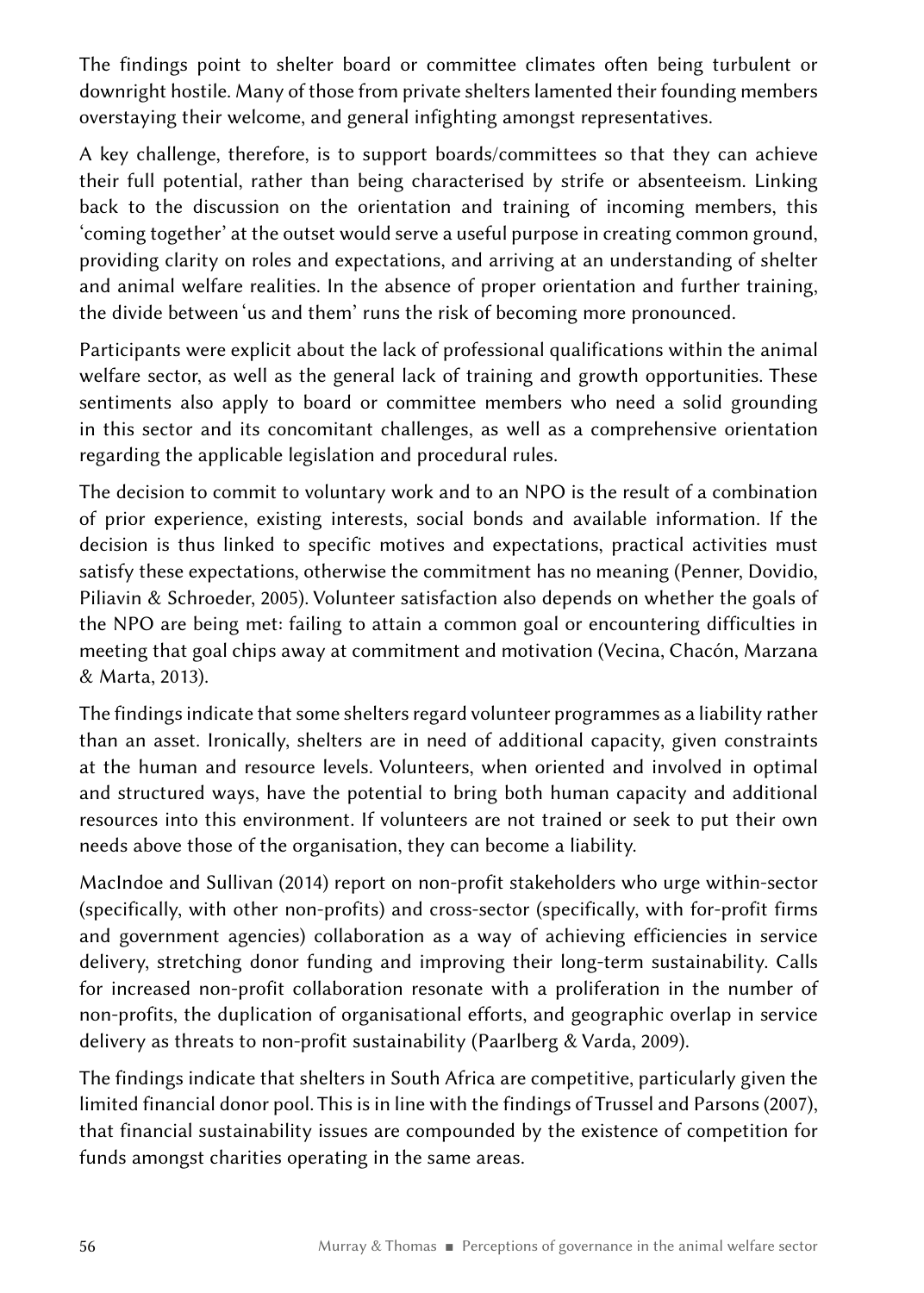The findings point to shelter board or committee climates often being turbulent or downright hostile. Many of those from private shelters lamented their founding members overstaying their welcome, and general infighting amongst representatives.

A key challenge, therefore, is to support boards/committees so that they can achieve their full potential, rather than being characterised by strife or absenteeism. Linking back to the discussion on the orientation and training of incoming members, this 'coming together' at the outset would serve a useful purpose in creating common ground, providing clarity on roles and expectations, and arriving at an understanding of shelter and animal welfare realities. In the absence of proper orientation and further training, the divide between 'us and them' runs the risk of becoming more pronounced.

Participants were explicit about the lack of professional qualifications within the animal welfare sector, as well as the general lack of training and growth opportunities. These sentiments also apply to board or committee members who need a solid grounding in this sector and its concomitant challenges, as well as a comprehensive orientation regarding the applicable legislation and procedural rules.

The decision to commit to voluntary work and to an NPO is the result of a combination of prior experience, existing interests, social bonds and available information. If the decision is thus linked to specific motives and expectations, practical activities must satisfy these expectations, otherwise the commitment has no meaning (Penner, Dovidio, Piliavin & Schroeder, 2005). Volunteer satisfaction also depends on whether the goals of the NPO are being met: failing to attain a common goal or encountering difficulties in meeting that goal chips away at commitment and motivation (Vecina, Chacón, Marzana & Marta, 2013).

The findings indicate that some shelters regard volunteer programmes as a liability rather than an asset. Ironically, shelters are in need of additional capacity, given constraints at the human and resource levels. Volunteers, when oriented and involved in optimal and structured ways, have the potential to bring both human capacity and additional resources into this environment. If volunteers are not trained or seek to put their own needs above those of the organisation, they can become a liability.

MacIndoe and Sullivan (2014) report on non-profit stakeholders who urge within-sector (specifically, with other non-profits) and cross-sector (specifically, with for-profit firms and government agencies) collaboration as a way of achieving efficiencies in service delivery, stretching donor funding and improving their long-term sustainability. Calls for increased non-profit collaboration resonate with a proliferation in the number of non-profits, the duplication of organisational efforts, and geographic overlap in service delivery as threats to non-profit sustainability (Paarlberg & Varda, 2009).

The findings indicate that shelters in South Africa are competitive, particularly given the limited financial donor pool. This is in line with the findings of Trussel and Parsons (2007), that financial sustainability issues are compounded by the existence of competition for funds amongst charities operating in the same areas.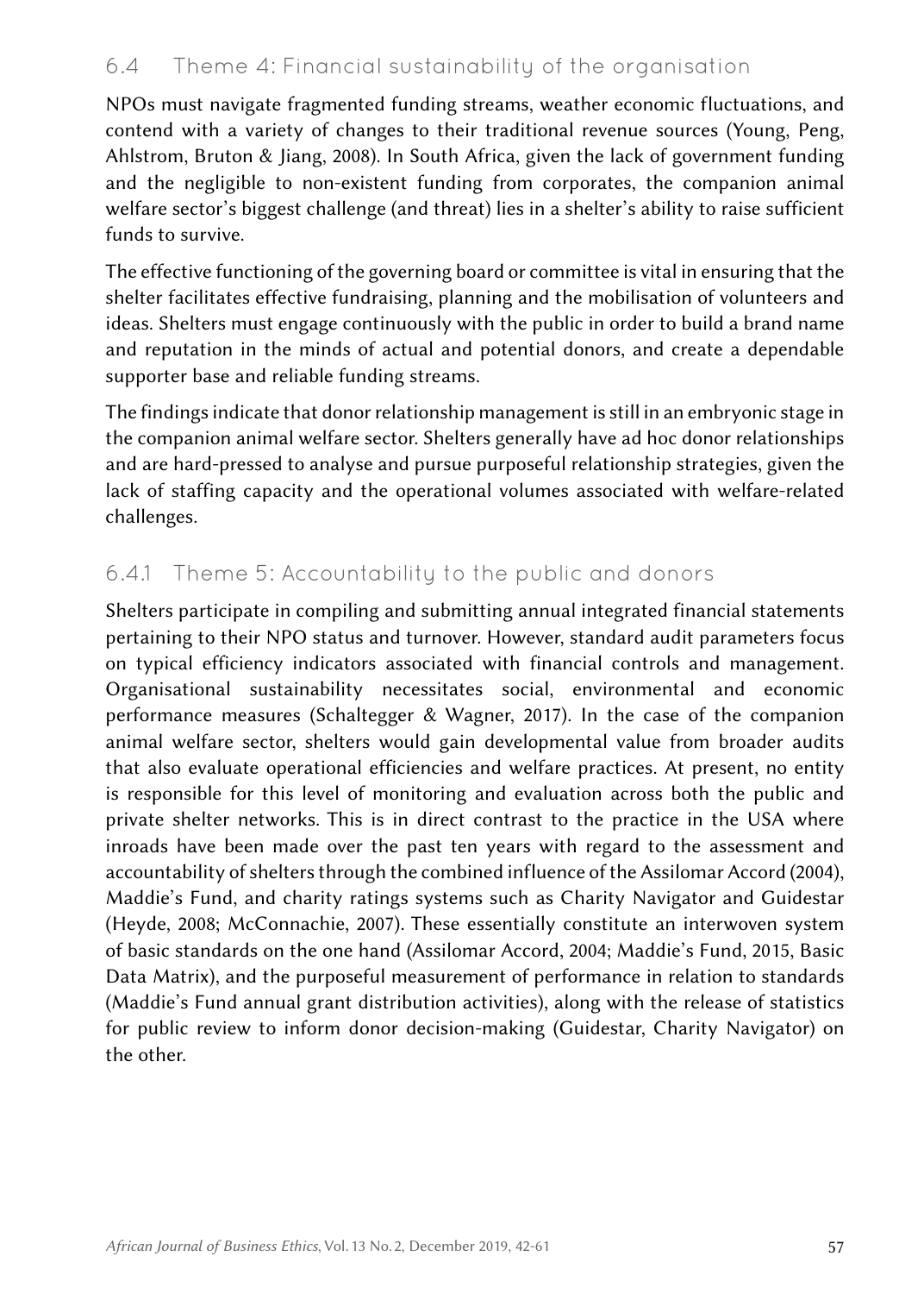## 6.4 Theme 4: Financial sustainability of the organisation

NPOs must navigate fragmented funding streams, weather economic fluctuations, and contend with a variety of changes to their traditional revenue sources (Young, Peng, Ahlstrom, Bruton & Jiang, 2008). In South Africa, given the lack of government funding and the negligible to non-existent funding from corporates, the companion animal welfare sector's biggest challenge (and threat) lies in a shelter's ability to raise sufficient funds to survive.

The effective functioning of the governing board or committee is vital in ensuring that the shelter facilitates effective fundraising, planning and the mobilisation of volunteers and ideas. Shelters must engage continuously with the public in order to build a brand name and reputation in the minds of actual and potential donors, and create a dependable supporter base and reliable funding streams.

The findings indicate that donor relationship management is still in an embryonic stage in the companion animal welfare sector. Shelters generally have ad hoc donor relationships and are hard-pressed to analyse and pursue purposeful relationship strategies, given the lack of staffing capacity and the operational volumes associated with welfare-related challenges.

### 6.4.1 Theme 5: Accountability to the public and donors

Shelters participate in compiling and submitting annual integrated financial statements pertaining to their NPO status and turnover. However, standard audit parameters focus on typical efficiency indicators associated with financial controls and management. Organisational sustainability necessitates social, environmental and economic performance measures (Schaltegger & Wagner, 2017). In the case of the companion animal welfare sector, shelters would gain developmental value from broader audits that also evaluate operational efficiencies and welfare practices. At present, no entity is responsible for this level of monitoring and evaluation across both the public and private shelter networks. This is in direct contrast to the practice in the USA where inroads have been made over the past ten years with regard to the assessment and accountability of shelters through the combined influence of the Assilomar Accord (2004), Maddie's Fund, and charity ratings systems such as Charity Navigator and Guidestar (Heyde, 2008; McConnachie, 2007). These essentially constitute an interwoven system of basic standards on the one hand (Assilomar Accord, 2004; Maddie's Fund, 2015, Basic Data Matrix), and the purposeful measurement of performance in relation to standards (Maddie's Fund annual grant distribution activities), along with the release of statistics for public review to inform donor decision-making (Guidestar, Charity Navigator) on the other.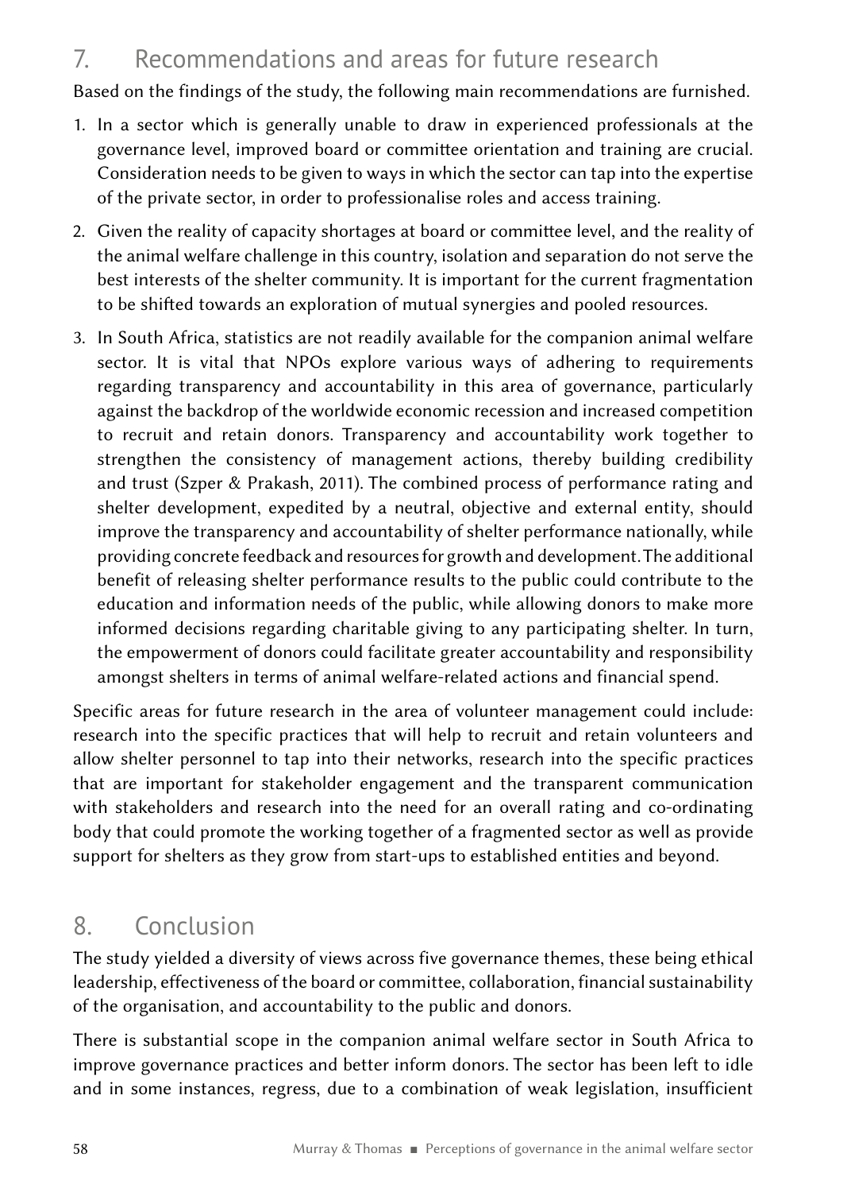## 7. Recommendations and areas for future research

Based on the findings of the study, the following main recommendations are furnished.

1. In a sector which is generally unable to draw in experienced professionals at the governance level, improved board or committee orientation and training are crucial. Consideration needs to be given to ways in which the sector can tap into the expertise of the private sector, in order to professionalise roles and access training.
2. Given the reality of capacity shortages at board or committee level, and the reality of the animal welfare challenge in this country, isolation and separation do not serve the best interests of the shelter community. It is important for the current fragmentation to be shifted towards an exploration of mutual synergies and pooled resources.
3. In South Africa, statistics are not readily available for the companion animal welfare sector. It is vital that NPOs explore various ways of adhering to requirements regarding transparency and accountability in this area of governance, particularly against the backdrop of the worldwide economic recession and increased competition to recruit and retain donors. Transparency and accountability work together to strengthen the consistency of management actions, thereby building credibility and trust (Szper & Prakash, 2011). The combined process of performance rating and shelter development, expedited by a neutral, objective and external entity, should improve the transparency and accountability of shelter performance nationally, while providing concrete feedback and resources for growth and development. The additional benefit of releasing shelter performance results to the public could contribute to the education and information needs of the public, while allowing donors to make more informed decisions regarding charitable giving to any participating shelter. In turn, the empowerment of donors could facilitate greater accountability and responsibility amongst shelters in terms of animal welfare-related actions and financial spend.

Specific areas for future research in the area of volunteer management could include: research into the specific practices that will help to recruit and retain volunteers and allow shelter personnel to tap into their networks, research into the specific practices that are important for stakeholder engagement and the transparent communication with stakeholders and research into the need for an overall rating and co-ordinating body that could promote the working together of a fragmented sector as well as provide support for shelters as they grow from start-ups to established entities and beyond.

## 8. Conclusion

The study yielded a diversity of views across five governance themes, these being ethical leadership, effectiveness of the board or committee, collaboration, financial sustainability of the organisation, and accountability to the public and donors.

There is substantial scope in the companion animal welfare sector in South Africa to improve governance practices and better inform donors. The sector has been left to idle and in some instances, regress, due to a combination of weak legislation, insufficient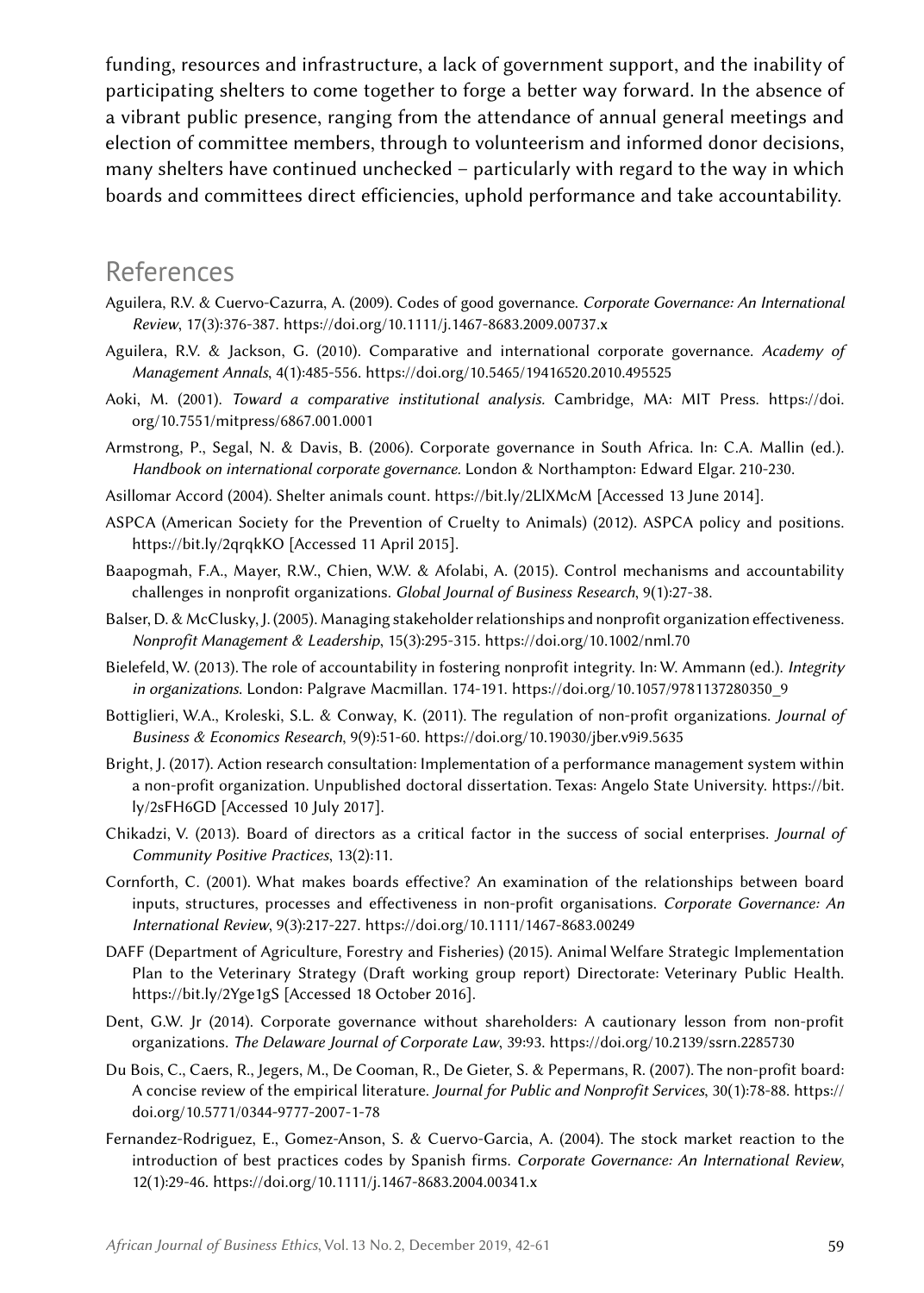funding, resources and infrastructure, a lack of government support, and the inability of participating shelters to come together to forge a better way forward. In the absence of a vibrant public presence, ranging from the attendance of annual general meetings and election of committee members, through to volunteerism and informed donor decisions, many shelters have continued unchecked – particularly with regard to the way in which boards and committees direct efficiencies, uphold performance and take accountability.

## References

Aguilera, R.V. & Cuervo-Cazurra, A. (2009). Codes of good governance. *Corporate Governance: An International Review*, 17(3):376-387. https://doi.org/10.1111/j.1467-8683.2009.00737.x

Aguilera, R.V. & Jackson, G. (2010). Comparative and international corporate governance. *Academy of Management Annals*, 4(1):485-556. https://doi.org/10.5465/19416520.2010.495525

Aoki, M. (2001). *Toward a comparative institutional analysis.* Cambridge, MA: MIT Press. https://doi.org/10.7551/mitpress/6867.001.0001

Armstrong, P., Segal, N. & Davis, B. (2006). Corporate governance in South Africa. In: C.A. Mallin (ed.). *Handbook on international corporate governance.* London & Northampton: Edward Elgar. 210-230.

Asillomar Accord (2004). Shelter animals count. https://bit.ly/2LlXMcM [Accessed 13 June 2014].

ASPCA (American Society for the Prevention of Cruelty to Animals) (2012). ASPCA policy and positions. https://bit.ly/2qrqkKO [Accessed 11 April 2015].

Baapogmah, F.A., Mayer, R.W., Chien, W.W. & Afolabi, A. (2015). Control mechanisms and accountability challenges in nonprofit organizations. *Global Journal of Business Research*, 9(1):27-38.

Balser, D. & McClusky, J. (2005). Managing stakeholder relationships and nonprofit organization effectiveness. *Nonprofit Management & Leadership*, 15(3):295-315. https://doi.org/10.1002/nml.70

Bielefeld, W. (2013). The role of accountability in fostering nonprofit integrity. In: W. Ammann (ed.). *Integrity in organizations.* London: Palgrave Macmillan. 174-191. https://doi.org/10.1057/9781137280350_9

Bottiglieri, W.A., Kroleski, S.L. & Conway, K. (2011). The regulation of non-profit organizations. *Journal of Business & Economics Research*, 9(9):51-60. https://doi.org/10.19030/jber.v9i9.5635

Bright, J. (2017). Action research consultation: Implementation of a performance management system within a non-profit organization. Unpublished doctoral dissertation. Texas: Angelo State University. https://bit.ly/2sFH6GD [Accessed 10 July 2017].

Chikadzi, V. (2013). Board of directors as a critical factor in the success of social enterprises. *Journal of Community Positive Practices*, 13(2):11.

Cornforth, C. (2001). What makes boards effective? An examination of the relationships between board inputs, structures, processes and effectiveness in non-profit organisations. *Corporate Governance: An International Review*, 9(3):217-227. https://doi.org/10.1111/1467-8683.00249

DAFF (Department of Agriculture, Forestry and Fisheries) (2015). Animal Welfare Strategic Implementation Plan to the Veterinary Strategy (Draft working group report) Directorate: Veterinary Public Health. https://bit.ly/2Yge1gS [Accessed 18 October 2016].

Dent, G.W. Jr (2014). Corporate governance without shareholders: A cautionary lesson from non-profit organizations. *The Delaware Journal of Corporate Law*, 39:93. https://doi.org/10.2139/ssrn.2285730

Du Bois, C., Caers, R., Jegers, M., De Cooman, R., De Gieter, S. & Pepermans, R. (2007). The non-profit board: A concise review of the empirical literature. *Journal for Public and Nonprofit Services*, 30(1):78-88. https://doi.org/10.5771/0344-9777-2007-1-78

Fernandez-Rodriguez, E., Gomez-Anson, S. & Cuervo-Garcia, A. (2004). The stock market reaction to the introduction of best practices codes by Spanish firms. *Corporate Governance: An International Review*, 12(1):29-46. https://doi.org/10.1111/j.1467-8683.2004.00341.x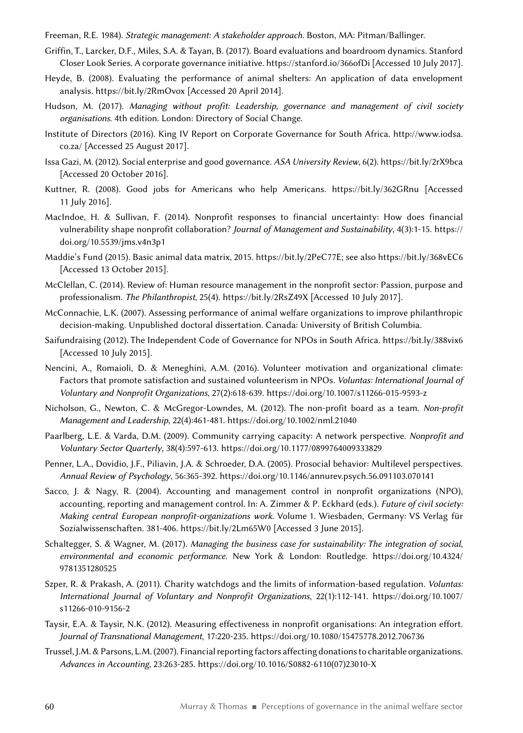Freeman, R.E. 1984). *Strategic management: A stakeholder approach*. Boston, MA: Pitman/Ballinger.

Griffin, T., Larcker, D.F., Miles, S.A. & Tayan, B. (2017). Board evaluations and boardroom dynamics. Stanford Closer Look Series. A corporate governance initiative. https://stanford.io/366ofDi [Accessed 10 July 2017].

Heyde, B. (2008). Evaluating the performance of animal shelters: An application of data envelopment analysis. https://bit.ly/2RmOvox [Accessed 20 April 2014].

Hudson, M. (2017). *Managing without profit: Leadership, governance and management of civil society organisations*. 4th edition. London: Directory of Social Change.

Institute of Directors (2016). King IV Report on Corporate Governance for South Africa. http://www.iodsa.co.za/ [Accessed 25 August 2017].

Issa Gazi, M. (2012). Social enterprise and good governance. *ASA University Review*, 6(2). https://bit.ly/2rX9bca [Accessed 20 October 2016].

Kuttner, R. (2008). Good jobs for Americans who help Americans. https://bit.ly/362GRnu [Accessed 11 July 2016].

MacIndoe, H. & Sullivan, F. (2014). Nonprofit responses to financial uncertainty: How does financial vulnerability shape nonprofit collaboration? *Journal of Management and Sustainability*, 4(3):1-15. https://doi.org/10.5539/jms.v4n3p1

Maddie's Fund (2015). Basic animal data matrix, 2015. https://bit.ly/2PeC77E; see also https://bit.ly/368vEC6 [Accessed 13 October 2015].

McClellan, C. (2014). Review of: Human resource management in the nonprofit sector: Passion, purpose and professionalism. *The Philanthropist*, 25(4). https://bit.ly/2RsZ49X [Accessed 10 July 2017].

McConnachie, L.K. (2007). Assessing performance of animal welfare organizations to improve philanthropic decision-making. Unpublished doctoral dissertation. Canada: University of British Columbia.

Saifundraising (2012). The Independent Code of Governance for NPOs in South Africa. https://bit.ly/388vix6 [Accessed 10 July 2015].

Nencini, A., Romaioli, D. & Meneghini, A.M. (2016). Volunteer motivation and organizational climate: Factors that promote satisfaction and sustained volunteerism in NPOs. *Voluntas: International Journal of Voluntary and Nonprofit Organizations*, 27(2):618-639. https://doi.org/10.1007/s11266-015-9593-z

Nicholson, G., Newton, C. & McGregor-Lowndes, M. (2012). The non-profit board as a team. *Non-profit Management and Leadership*, 22(4):461-481. https://doi.org/10.1002/nml.21040

Paarlberg, L.E. & Varda, D.M. (2009). Community carrying capacity: A network perspective. *Nonprofit and Voluntary Sector Quarterly*, 38(4):597-613. https://doi.org/10.1177/0899764009333829

Penner, L.A., Dovidio, J.F., Piliavin, J.A. & Schroeder, D.A. (2005). Prosocial behavior: Multilevel perspectives. *Annual Review of Psychology*, 56:365-392. https://doi.org/10.1146/annurev.psych.56.091103.070141

Sacco, J. & Nagy, R. (2004). Accounting and management control in nonprofit organizations (NPO), accounting, reporting and management control. In: A. Zimmer & P. Eckhard (eds.). *Future of civil society: Making central European nonprofit-organizations work*. Volume 1. Wiesbaden, Germany: VS Verlag für Sozialwissenschaften. 381-406. https://bit.ly/2Lm65W0 [Accessed 3 June 2015].

Schaltegger, S. & Wagner, M. (2017). *Managing the business case for sustainability: The integration of social, environmental and economic performance*. New York & London: Routledge. https://doi.org/10.4324/9781351280525

Szper, R. & Prakash, A. (2011). Charity watchdogs and the limits of information-based regulation. *Voluntas: International Journal of Voluntary and Nonprofit Organizations*, 22(1):112-141. https://doi.org/10.1007/s11266-010-9156-2

Taysir, E.A. & Taysir, N.K. (2012). Measuring effectiveness in nonprofit organisations: An integration effort. *Journal of Transnational Management*, 17:220-235. https://doi.org/10.1080/15475778.2012.706736

Trussel, J.M. & Parsons, L.M. (2007). Financial reporting factors affecting donations to charitable organizations. *Advances in Accounting*, 23:263-285. https://doi.org/10.1016/S0882-6110(07)23010-X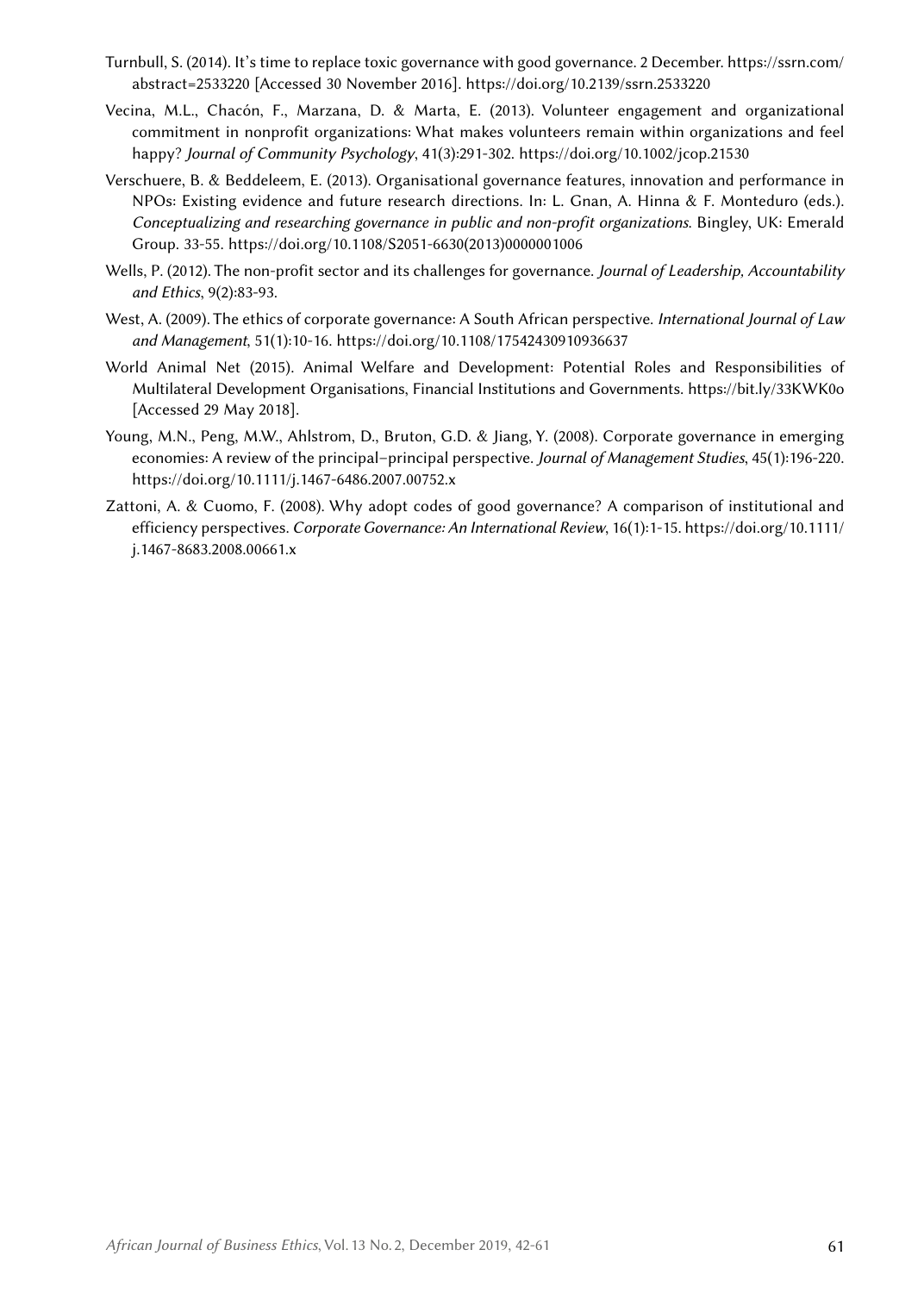Turnbull, S. (2014). It's time to replace toxic governance with good governance. 2 December. https://ssrn.com/abstract=2533220 [Accessed 30 November 2016]. https://doi.org/10.2139/ssrn.2533220

Vecina, M.L., Chacón, F., Marzana, D. & Marta, E. (2013). Volunteer engagement and organizational commitment in nonprofit organizations: What makes volunteers remain within organizations and feel happy? *Journal of Community Psychology*, 41(3):291-302. https://doi.org/10.1002/jcop.21530

Verschuere, B. & Beddeleem, E. (2013). Organisational governance features, innovation and performance in NPOs: Existing evidence and future research directions. In: L. Gnan, A. Hinna & F. Monteduro (eds.). *Conceptualizing and researching governance in public and non-profit organizations*. Bingley, UK: Emerald Group. 33-55. https://doi.org/10.1108/S2051-6630(2013)0000001006

Wells, P. (2012). The non-profit sector and its challenges for governance. *Journal of Leadership, Accountability and Ethics*, 9(2):83-93.

West, A. (2009). The ethics of corporate governance: A South African perspective. *International Journal of Law and Management*, 51(1):10-16. https://doi.org/10.1108/17542430910936637

World Animal Net (2015). Animal Welfare and Development: Potential Roles and Responsibilities of Multilateral Development Organisations, Financial Institutions and Governments. https://bit.ly/33KWK0o [Accessed 29 May 2018].

Young, M.N., Peng, M.W., Ahlstrom, D., Bruton, G.D. & Jiang, Y. (2008). Corporate governance in emerging economies: A review of the principal–principal perspective. *Journal of Management Studies*, 45(1):196-220. https://doi.org/10.1111/j.1467-6486.2007.00752.x

Zattoni, A. & Cuomo, F. (2008). Why adopt codes of good governance? A comparison of institutional and efficiency perspectives. *Corporate Governance: An International Review*, 16(1):1-15. https://doi.org/10.1111/j.1467-8683.2008.00661.x